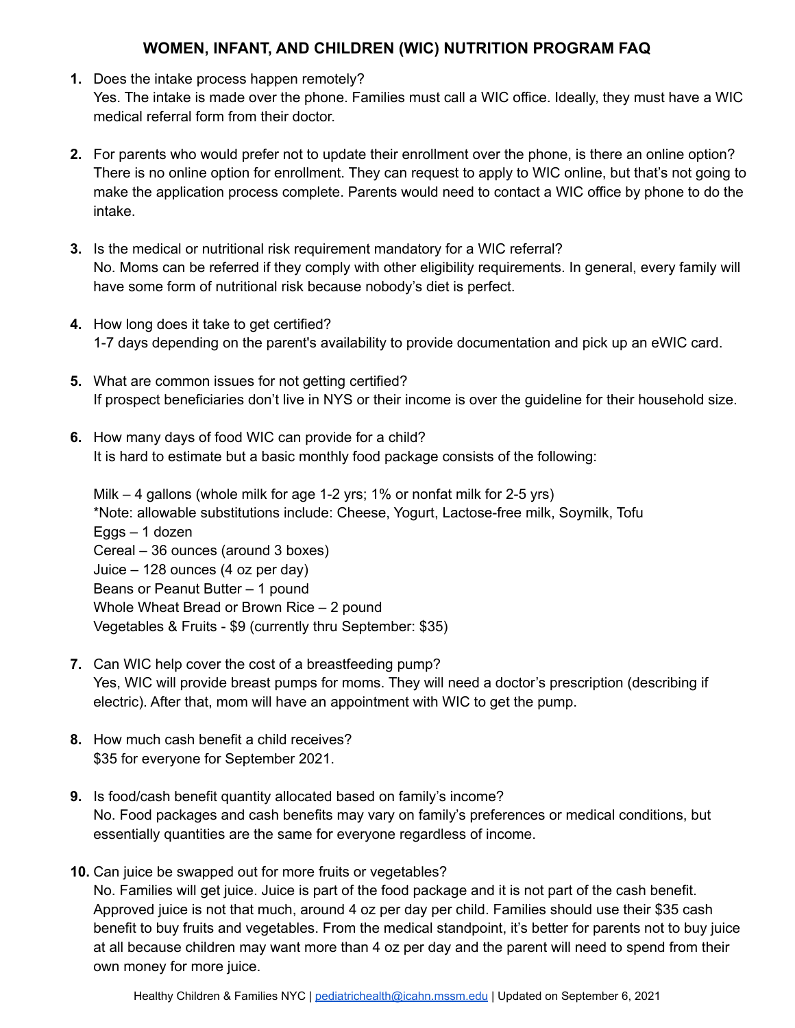# WOMEN, INFANT, AND CHILDREN (WIC) NUTRITION PROGRAM FAQ

1. Does the intake process happen remotely?
   Yes. The intake is made over the phone. Families must call a WIC office. Ideally, they must have a WIC medical referral form from their doctor.

2. For parents who would prefer not to update their enrollment over the phone, is there an online option?
   There is no online option for enrollment. They can request to apply to WIC online, but that's not going to make the application process complete. Parents would need to contact a WIC office by phone to do the intake.

3. Is the medical or nutritional risk requirement mandatory for a WIC referral?
   No. Moms can be referred if they comply with other eligibility requirements. In general, every family will have some form of nutritional risk because nobody's diet is perfect.

4. How long does it take to get certified?
   1-7 days depending on the parent's availability to provide documentation and pick up an eWIC card.

5. What are common issues for not getting certified?
   If prospect beneficiaries don't live in NYS or their income is over the guideline for their household size.

6. How many days of food WIC can provide for a child?
   It is hard to estimate but a basic monthly food package consists of the following:

   Milk – 4 gallons (whole milk for age 1-2 yrs; 1% or nonfat milk for 2-5 yrs)
   *Note: allowable substitutions include: Cheese, Yogurt, Lactose-free milk, Soymilk, Tofu
   Eggs – 1 dozen
   Cereal – 36 ounces (around 3 boxes)
   Juice – 128 ounces (4 oz per day)
   Beans or Peanut Butter – 1 pound
   Whole Wheat Bread or Brown Rice – 2 pound
   Vegetables & Fruits - $9 (currently thru September: $35)

7. Can WIC help cover the cost of a breastfeeding pump?
   Yes, WIC will provide breast pumps for moms. They will need a doctor's prescription (describing if electric). After that, mom will have an appointment with WIC to get the pump.

8. How much cash benefit a child receives?
   $35 for everyone for September 2021.

9. Is food/cash benefit quantity allocated based on family's income?
   No. Food packages and cash benefits may vary on family's preferences or medical conditions, but essentially quantities are the same for everyone regardless of income.

10. Can juice be swapped out for more fruits or vegetables?
    No. Families will get juice. Juice is part of the food package and it is not part of the cash benefit. Approved juice is not that much, around 4 oz per day per child. Families should use their $35 cash benefit to buy fruits and vegetables. From the medical standpoint, it's better for parents not to buy juice at all because children may want more than 4 oz per day and the parent will need to spend from their own money for more juice.

Healthy Children & Families NYC | pediatrichealth@icahn.mssm.edu | Updated on September 6, 2021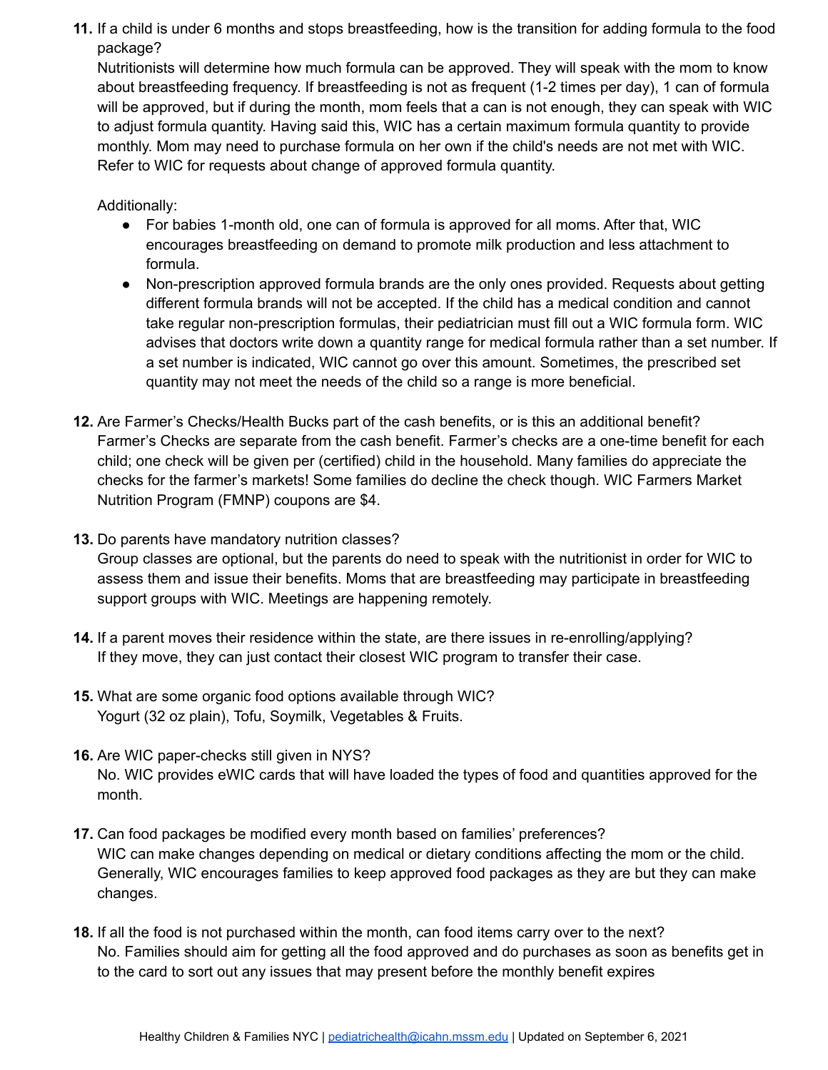11. **If a child is under 6 months and stops breastfeeding, how is the transition for adding formula to the food package?**
    Nutritionists will determine how much formula can be approved. They will speak with the mom to know about breastfeeding frequency. If breastfeeding is not as frequent (1-2 times per day), 1 can of formula will be approved, but if during the month, mom feels that a can is not enough, they can speak with WIC to adjust formula quantity. Having said this, WIC has a certain maximum formula quantity to provide monthly. Mom may need to purchase formula on her own if the child's needs are not met with WIC. Refer to WIC for requests about change of approved formula quantity.

    Additionally:
    - For babies 1-month old, one can of formula is approved for all moms. After that, WIC encourages breastfeeding on demand to promote milk production and less attachment to formula.
    - Non-prescription approved formula brands are the only ones provided. Requests about getting different formula brands will not be accepted. If the child has a medical condition and cannot take regular non-prescription formulas, their pediatrician must fill out a WIC formula form. WIC advises that doctors write down a quantity range for medical formula rather than a set number. If a set number is indicated, WIC cannot go over this amount. Sometimes, the prescribed set quantity may not meet the needs of the child so a range is more beneficial.

12. **Are Farmer's Checks/Health Bucks part of the cash benefits, or is this an additional benefit?**
    Farmer's Checks are separate from the cash benefit. Farmer's checks are a one-time benefit for each child; one check will be given per (certified) child in the household. Many families do appreciate the checks for the farmer's markets! Some families do decline the check though. WIC Farmers Market Nutrition Program (FMNP) coupons are $4.

13. **Do parents have mandatory nutrition classes?**
    Group classes are optional, but the parents do need to speak with the nutritionist in order for WIC to assess them and issue their benefits. Moms that are breastfeeding may participate in breastfeeding support groups with WIC. Meetings are happening remotely.

14. **If a parent moves their residence within the state, are there issues in re-enrolling/applying?**
    If they move, they can just contact their closest WIC program to transfer their case.

15. **What are some organic food options available through WIC?**
    Yogurt (32 oz plain), Tofu, Soymilk, Vegetables & Fruits.

16. **Are WIC paper-checks still given in NYS?**
    No. WIC provides eWIC cards that will have loaded the types of food and quantities approved for the month.

17. **Can food packages be modified every month based on families' preferences?**
    WIC can make changes depending on medical or dietary conditions affecting the mom or the child. Generally, WIC encourages families to keep approved food packages as they are but they can make changes.

18. **If all the food is not purchased within the month, can food items carry over to the next?**
    No. Families should aim for getting all the food approved and do purchases as soon as benefits get in to the card to sort out any issues that may present before the monthly benefit expires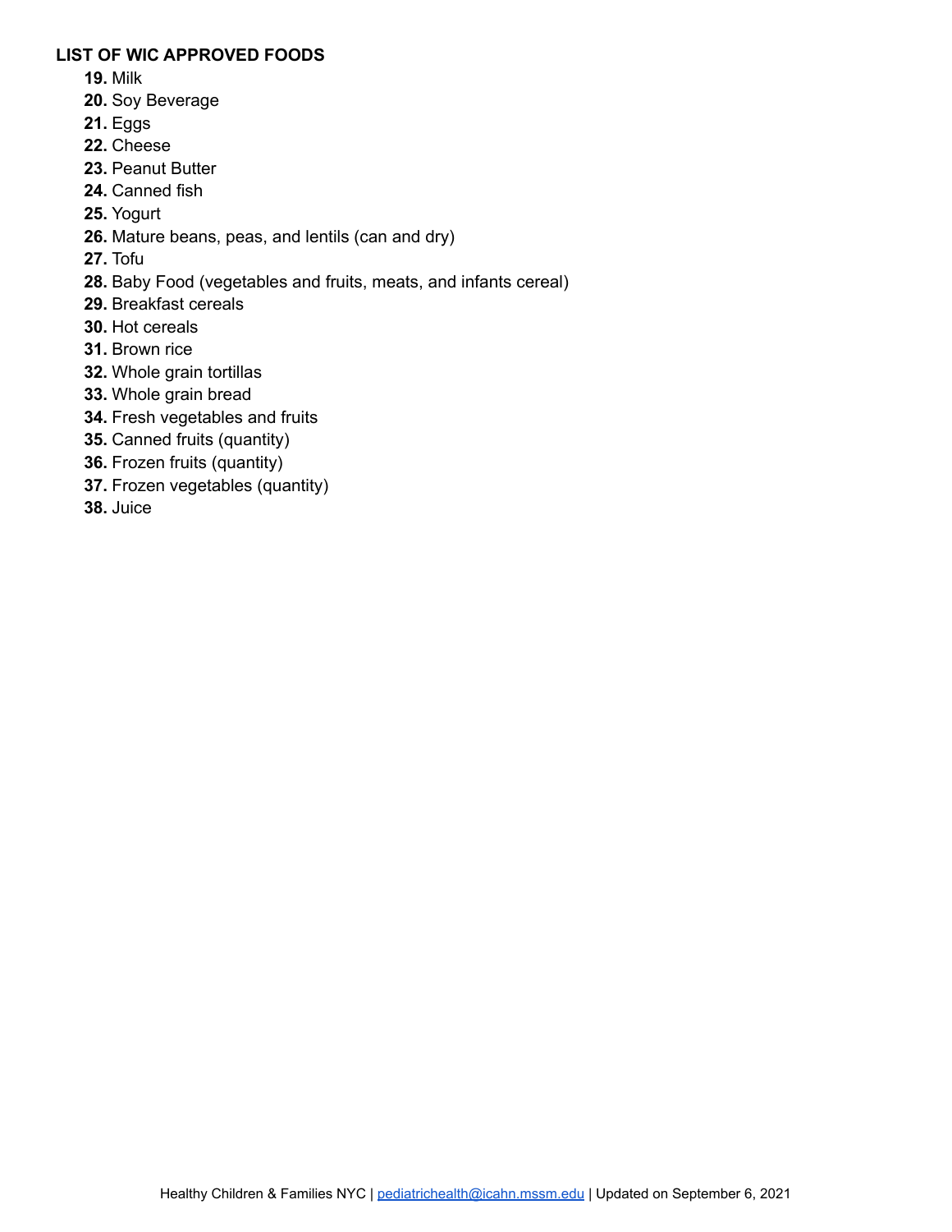**LIST OF WIC APPROVED FOODS**

19. Milk
20. Soy Beverage
21. Eggs
22. Cheese
23. Peanut Butter
24. Canned fish
25. Yogurt
26. Mature beans, peas, and lentils (can and dry)
27. Tofu
28. Baby Food (vegetables and fruits, meats, and infants cereal)
29. Breakfast cereals
30. Hot cereals
31. Brown rice
32. Whole grain tortillas
33. Whole grain bread
34. Fresh vegetables and fruits
35. Canned fruits (quantity)
36. Frozen fruits (quantity)
37. Frozen vegetables (quantity)
38. Juice